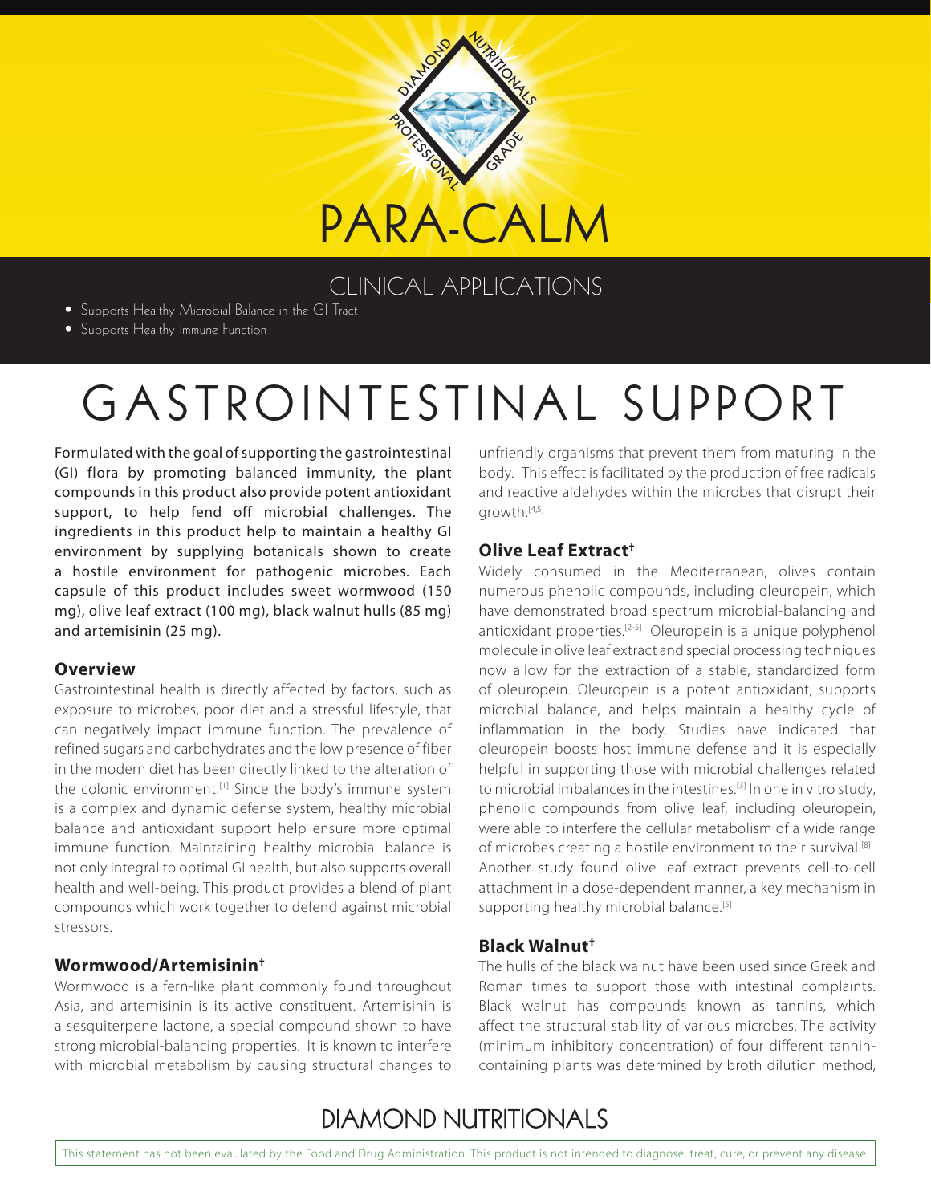# PARA-CALM

## CLINICAL APPLICATIONS

- Supports Healthy Microbial Balance in the GI Tract
- Supports Healthy Immune Function

# GASTROINTESTINAL SUPPORT

Formulated with the goal of supporting the gastrointestinal (GI) flora by promoting balanced immunity, the plant compounds in this product also provide potent antioxidant support, to help fend off microbial challenges. The ingredients in this product help to maintain a healthy GI environment by supplying botanicals shown to create a hostile environment for pathogenic microbes. Each capsule of this product includes sweet wormwood (150 mg), olive leaf extract (100 mg), black walnut hulls (85 mg) and artemisinin (25 mg).

### Overview

Gastrointestinal health is directly affected by factors, such as exposure to microbes, poor diet and a stressful lifestyle, that can negatively impact immune function. The prevalence of refined sugars and carbohydrates and the low presence of fiber in the modern diet has been directly linked to the alteration of the colonic environment.[1] Since the body's immune system is a complex and dynamic defense system, healthy microbial balance and antioxidant support help ensure more optimal immune function. Maintaining healthy microbial balance is not only integral to optimal GI health, but also supports overall health and well-being. This product provides a blend of plant compounds which work together to defend against microbial stressors.

### Wormwood/Artemisinin†

Wormwood is a fern-like plant commonly found throughout Asia, and artemisinin is its active constituent. Artemisinin is a sesquiterpene lactone, a special compound shown to have strong microbial-balancing properties. It is known to interfere with microbial metabolism by causing structural changes to unfriendly organisms that prevent them from maturing in the body. This effect is facilitated by the production of free radicals and reactive aldehydes within the microbes that disrupt their growth.[4,5]

### Olive Leaf Extract†

Widely consumed in the Mediterranean, olives contain numerous phenolic compounds, including oleuropein, which have demonstrated broad spectrum microbial-balancing and antioxidant properties.[2-5] Oleuropein is a unique polyphenol molecule in olive leaf extract and special processing techniques now allow for the extraction of a stable, standardized form of oleuropein. Oleuropein is a potent antioxidant, supports microbial balance, and helps maintain a healthy cycle of inflammation in the body. Studies have indicated that oleuropein boosts host immune defense and it is especially helpful in supporting those with microbial challenges related to microbial imbalances in the intestines.[3] In one in vitro study, phenolic compounds from olive leaf, including oleuropein, were able to interfere the cellular metabolism of a wide range of microbes creating a hostile environment to their survival.[8] Another study found olive leaf extract prevents cell-to-cell attachment in a dose-dependent manner, a key mechanism in supporting healthy microbial balance.[5]

### Black Walnut†

The hulls of the black walnut have been used since Greek and Roman times to support those with intestinal complaints. Black walnut has compounds known as tannins, which affect the structural stability of various microbes. The activity (minimum inhibitory concentration) of four different tannin-containing plants was determined by broth dilution method,

DIAMOND NUTRITIONALS

This statement has not been evaulated by the Food and Drug Administration. This product is not intended to diagnose, treat, cure, or prevent any disease.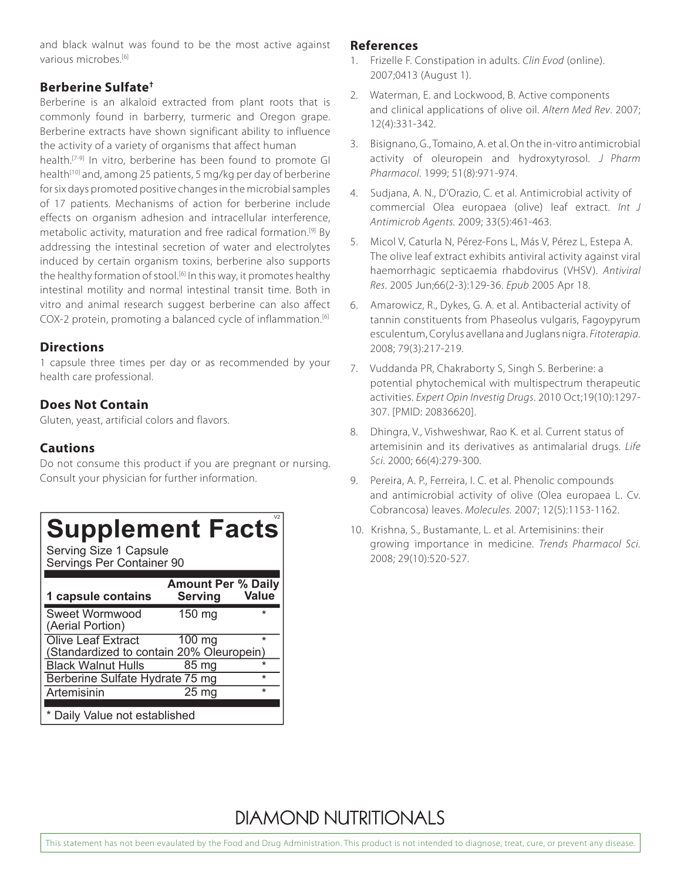and black walnut was found to be the most active against various microbes.[6]

### Berberine Sulfate†

Berberine is an alkaloid extracted from plant roots that is commonly found in barberry, turmeric and Oregon grape. Berberine extracts have shown significant ability to influence the activity of a variety of organisms that affect human health.[7-9] In vitro, berberine has been found to promote GI health[10] and, among 25 patients, 5 mg/kg per day of berberine for six days promoted positive changes in the microbial samples of 17 patients. Mechanisms of action for berberine include effects on organism adhesion and intracellular interference, metabolic activity, maturation and free radical formation.[9] By addressing the intestinal secretion of water and electrolytes induced by certain organism toxins, berberine also supports the healthy formation of stool.[6] In this way, it promotes healthy intestinal motility and normal intestinal transit time. Both in vitro and animal research suggest berberine can also affect COX-2 protein, promoting a balanced cycle of inflammation.[6]

### Directions

1 capsule three times per day or as recommended by your health care professional.

### Does Not Contain

Gluten, yeast, artificial colors and flavors.

### Cautions

Do not consume this product if you are pregnant or nursing. Consult your physician for further information.

## Supplement Facts

Serving Size 1 Capsule
Servings Per Container 90

| 1 capsule contains | Amount Per Serving | % Daily Value |
|---|---|---|
| Sweet Wormwood (Aerial Portion) | 150 mg | * |
| Olive Leaf Extract (Standardized to contain 20% Oleuropein) | 100 mg | * |
| Black Walnut Hulls | 85 mg | * |
| Berberine Sulfate Hydrate | 75 mg | * |
| Artemisinin | 25 mg | * |

* Daily Value not established

### References

1. Frizelle F. Constipation in adults. *Clin Evod* (online). 2007;0413 (August 1).
2. Waterman, E. and Lockwood, B. Active components and clinical applications of olive oil. *Altern Med Rev*. 2007; 12(4):331-342.
3. Bisignano, G., Tomaino, A. et al. On the in-vitro antimicrobial activity of oleuropein and hydroxytyrosol. *J Pharm Pharmacol*. 1999; 51(8):971-974.
4. Sudjana, A. N., D'Orazio, C. et al. Antimicrobial activity of commercial Olea europaea (olive) leaf extract. *Int J Antimicrob Agents.* 2009; 33(5):461-463.
5. Micol V, Caturla N, Pérez-Fons L, Más V, Pérez L, Estepa A. The olive leaf extract exhibits antiviral activity against viral haemorrhagic septicaemia rhabdovirus (VHSV). *Antiviral Res*. 2005 Jun;66(2-3):129-36. *Epub* 2005 Apr 18.
6. Amarowicz, R., Dykes, G. A. et al. Antibacterial activity of tannin constituents from Phaseolus vulgaris, Fagoypyrum esculentum, Corylus avellana and Juglans nigra. *Fitoterapia.* 2008; 79(3):217-219.
7. Vuddanda PR, Chakraborty S, Singh S. Berberine: a potential phytochemical with multispectrum therapeutic activities. *Expert Opin Investig Drugs*. 2010 Oct;19(10):1297-307. [PMID: 20836620].
8. Dhingra, V., Vishweshwar, Rao K. et al. Current status of artemisinin and its derivatives as antimalarial drugs. *Life Sci*. 2000; 66(4):279-300.
9. Pereira, A. P., Ferreira, I. C. et al. Phenolic compounds and antimicrobial activity of olive (Olea europaea L. Cv. Cobrancosa) leaves. *Molecules.* 2007; 12(5):1153-1162.
10. Krishna, S., Bustamante, L. et al. Artemisinins: their growing importance in medicine. *Trends Pharmacol Sci.* 2008; 29(10):520-527.

DIAMOND NUTRITIONALS

This statement has not been evaulated by the Food and Drug Administration. This product is not intended to diagnose, treat, cure, or prevent any disease.